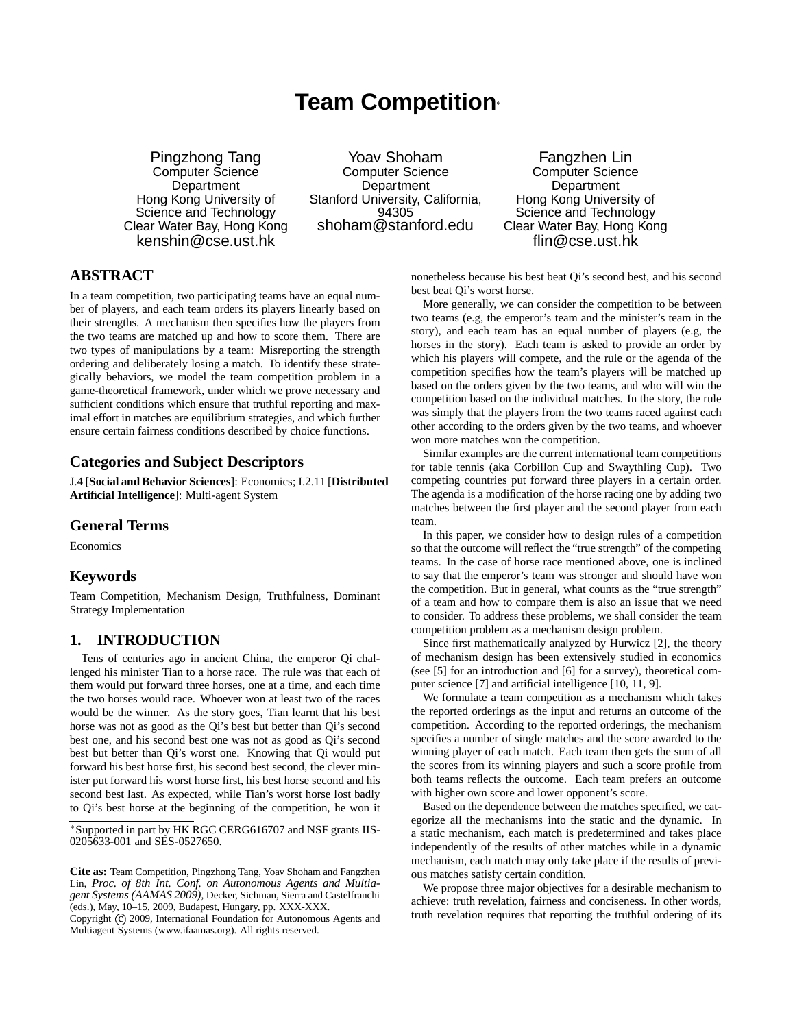# Team Competition*

Pingzhong Tang
Computer Science Department
Hong Kong University of Science and Technology
Clear Water Bay, Hong Kong
kenshin@cse.ust.hk

Yoav Shoham
Computer Science Department
Stanford University, California, 94305
shoham@stanford.edu

Fangzhen Lin
Computer Science Department
Hong Kong University of Science and Technology
Clear Water Bay, Hong Kong
flin@cse.ust.hk

## ABSTRACT

In a team competition, two participating teams have an equal number of players, and each team orders its players linearly based on their strengths. A mechanism then specifies how the players from the two teams are matched up and how to score them. There are two types of manipulations by a team: Misreporting the strength ordering and deliberately losing a match. To identify these strategically behaviors, we model the team competition problem in a game-theoretical framework, under which we prove necessary and sufficient conditions which ensure that truthful reporting and maximal effort in matches are equilibrium strategies, and which further ensure certain fairness conditions described by choice functions.

## Categories and Subject Descriptors

J.4 [**Social and Behavior Sciences**]: Economics; I.2.11 [**Distributed Artificial Intelligence**]: Multi-agent System

## General Terms

Economics

## Keywords

Team Competition, Mechanism Design, Truthfulness, Dominant Strategy Implementation

## 1. INTRODUCTION

Tens of centuries ago in ancient China, the emperor Qi challenged his minister Tian to a horse race. The rule was that each of them would put forward three horses, one at a time, and each time the two horses would race. Whoever won at least two of the races would be the winner. As the story goes, Tian learnt that his best horse was not as good as the Qi's best but better than Qi's second best one, and his second best one was not as good as Qi's second best but better than Qi's worst one. Knowing that Qi would put forward his best horse first, his second best second, the clever minister put forward his worst horse first, his best horse second and his second best last. As expected, while Tian's worst horse lost badly to Qi's best horse at the beginning of the competition, he won it nonetheless because his best beat Qi's second best, and his second best beat Qi's worst horse.

More generally, we can consider the competition to be between two teams (e.g, the emperor's team and the minister's team in the story), and each team has an equal number of players (e.g, the horses in the story). Each team is asked to provide an order by which his players will compete, and the rule or the agenda of the competition specifies how the team's players will be matched up based on the orders given by the two teams, and who will win the competition based on the individual matches. In the story, the rule was simply that the players from the two teams raced against each other according to the orders given by the two teams, and whoever won more matches won the competition.

Similar examples are the current international team competitions for table tennis (aka Corbillon Cup and Swaythling Cup). Two competing countries put forward three players in a certain order. The agenda is a modification of the horse racing one by adding two matches between the first player and the second player from each team.

In this paper, we consider how to design rules of a competition so that the outcome will reflect the "true strength" of the competing teams. In the case of horse race mentioned above, one is inclined to say that the emperor's team was stronger and should have won the competition. But in general, what counts as the "true strength" of a team and how to compare them is also an issue that we need to consider. To address these problems, we shall consider the team competition problem as a mechanism design problem.

Since first mathematically analyzed by Hurwicz [2], the theory of mechanism design has been extensively studied in economics (see [5] for an introduction and [6] for a survey), theoretical computer science [7] and artificial intelligence [10, 11, 9].

We formulate a team competition as a mechanism which takes the reported orderings as the input and returns an outcome of the competition. According to the reported orderings, the mechanism specifies a number of single matches and the score awarded to the winning player of each match. Each team then gets the sum of all the scores from its winning players and such a score profile from both teams reflects the outcome. Each team prefers an outcome with higher own score and lower opponent's score.

Based on the dependence between the matches specified, we categorize all the mechanisms into the static and the dynamic. In a static mechanism, each match is predetermined and takes place independently of the results of other matches while in a dynamic mechanism, each match may only take place if the results of previous matches satisfy certain condition.

We propose three major objectives for a desirable mechanism to achieve: truth revelation, fairness and conciseness. In other words, truth revelation requires that reporting the truthful ordering of its

*Supported in part by HK RGC CERG616707 and NSF grants IIS-0205633-001 and SES-0527650.

**Cite as:** Team Competition, Pingzhong Tang, Yoav Shoham and Fangzhen Lin, *Proc. of 8th Int. Conf. on Autonomous Agents and Multiagent Systems (AAMAS 2009)*, Decker, Sichman, Sierra and Castelfranchi (eds.), May, 10–15, 2009, Budapest, Hungary, pp. XXX-XXX.
Copyright © 2009, International Foundation for Autonomous Agents and Multiagent Systems (www.ifaamas.org). All rights reserved.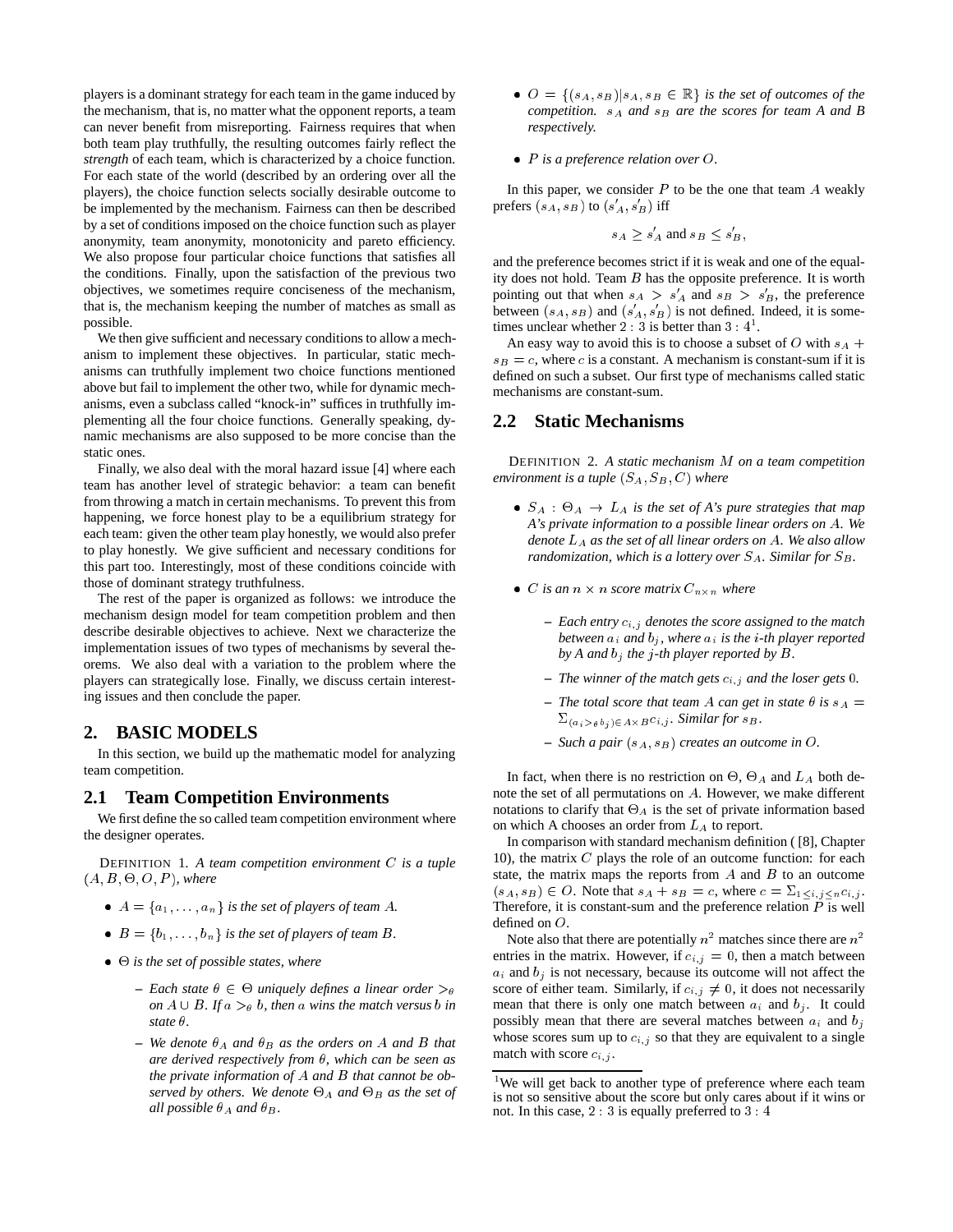players is a dominant strategy for each team in the game induced by the mechanism, that is, no matter what the opponent reports, a team can never benefit from misreporting. Fairness requires that when both team play truthfully, the resulting outcomes fairly reflect the *strength* of each team, which is characterized by a choice function. For each state of the world (described by an ordering over all the players), the choice function selects socially desirable outcome to be implemented by the mechanism. Fairness can then be described by a set of conditions imposed on the choice function such as player anonymity, team anonymity, monotonicity and pareto efficiency. We also propose four particular choice functions that satisfies all the conditions. Finally, upon the satisfaction of the previous two objectives, we sometimes require conciseness of the mechanism, that is, the mechanism keeping the number of matches as small as possible.

We then give sufficient and necessary conditions to allow a mechanism to implement these objectives. In particular, static mechanisms can truthfully implement two choice functions mentioned above but fail to implement the other two, while for dynamic mechanisms, even a subclass called "knock-in" suffices in truthfully implementing all the four choice functions. Generally speaking, dynamic mechanisms are also supposed to be more concise than the static ones.

Finally, we also deal with the moral hazard issue [4] where each team has another level of strategic behavior: a team can benefit from throwing a match in certain mechanisms. To prevent this from happening, we force honest play to be a equilibrium strategy for each team: given the other team play honestly, we would also prefer to play honestly. We give sufficient and necessary conditions for this part too. Interestingly, most of these conditions coincide with those of dominant strategy truthfulness.

The rest of the paper is organized as follows: we introduce the mechanism design model for team competition problem and then describe desirable objectives to achieve. Next we characterize the implementation issues of two types of mechanisms by several theorems. We also deal with a variation to the problem where the players can strategically lose. Finally, we discuss certain interesting issues and then conclude the paper.

## 2. BASIC MODELS

In this section, we build up the mathematic model for analyzing team competition.

### 2.1 Team Competition Environments

We first define the so called team competition environment where the designer operates.

DEFINITION 1. *A team competition environment $C$ is a tuple $(A, B, \Theta, O, P)$, where*

- $A = \{a_1, \ldots, a_n\}$ *is the set of players of team $A$.*
- $B = \{b_1, \ldots, b_n\}$ *is the set of players of team $B$.*
- $\Theta$ *is the set of possible states, where*
  - *Each state $\theta \in \Theta$ uniquely defines a linear order $>_\theta$ on $A \cup B$. If $a >_\theta b$, then $a$ wins the match versus $b$ in state $\theta$.*
  - *We denote $\theta_A$ and $\theta_B$ as the orders on $A$ and $B$ that are derived respectively from $\theta$, which can be seen as the private information of $A$ and $B$ that cannot be observed by others. We denote $\Theta_A$ and $\Theta_B$ as the set of all possible $\theta_A$ and $\theta_B$.*
- $O = \{(s_A, s_B) | s_A, s_B \in \mathbb{R}\}$ *is the set of outcomes of the competition. $s_A$ and $s_B$ are the scores for team $A$ and $B$ respectively.*
- $P$ *is a preference relation over $O$.*

In this paper, we consider $P$ to be the one that team $A$ weakly prefers $(s_A, s_B)$ to $(s'_A, s'_B)$ iff

$$s_A \geq s'_A \text{ and } s_B \leq s'_B,$$

and the preference becomes strict if it is weak and one of the equality does not hold. Team $B$ has the opposite preference. It is worth pointing out that when $s_A > s'_A$ and $s_B > s'_B$, the preference between $(s_A, s_B)$ and $(s'_A, s'_B)$ is not defined. Indeed, it is sometimes unclear whether $2 : 3$ is better than $3 : 4$[1].

An easy way to avoid this is to choose a subset of $O$ with $s_A + s_B = c$, where $c$ is a constant. A mechanism is constant-sum if it is defined on such a subset. Our first type of mechanisms called static mechanisms are constant-sum.

### 2.2 Static Mechanisms

DEFINITION 2. *A static mechanism $M$ on a team competition environment is a tuple $(S_A, S_B, C)$ where*

- $S_A : \Theta_A \to L_A$ *is the set of A's pure strategies that map A's private information to a possible linear orders on $A$. We denote $L_A$ as the set of all linear orders on $A$. We also allow randomization, which is a lottery over $S_A$. Similar for $S_B$.*
- $C$ *is an $n \times n$ score matrix $C_{n \times n}$ where*
  - *Each entry $c_{i,j}$ denotes the score assigned to the match between $a_i$ and $b_j$, where $a_i$ is the $i$-th player reported by A and $b_j$ the $j$-th player reported by $B$.*
  - *The winner of the match gets $c_{i,j}$ and the loser gets $0$.*
  - *The total score that team $A$ can get in state $\theta$ is $s_A = \Sigma_{(a_i >_\theta b_j) \in A \times B} c_{i,j}$. Similar for $s_B$.*
  - *Such a pair $(s_A, s_B)$ creates an outcome in $O$.*

In fact, when there is no restriction on $\Theta$, $\Theta_A$ and $L_A$ both denote the set of all permutations on $A$. However, we make different notations to clarify that $\Theta_A$ is the set of private information based on which A chooses an order from $L_A$ to report.

In comparison with standard mechanism definition ( [8], Chapter 10), the matrix $C$ plays the role of an outcome function: for each state, the matrix maps the reports from $A$ and $B$ to an outcome $(s_A, s_B) \in O$. Note that $s_A + s_B = c$, where $c = \Sigma_{1 \leq i,j \leq n} c_{i,j}$. Therefore, it is constant-sum and the preference relation $P$ is well defined on $O$.

Note also that there are potentially $n^2$ matches since there are $n^2$ entries in the matrix. However, if $c_{i,j} = 0$, then a match between $a_i$ and $b_j$ is not necessary, because its outcome will not affect the score of either team. Similarly, if $c_{i,j} \neq 0$, it does not necessarily mean that there is only one match between $a_i$ and $b_j$. It could possibly mean that there are several matches between $a_i$ and $b_j$ whose scores sum up to $c_{i,j}$ so that they are equivalent to a single match with score $c_{i,j}$.

[1]We will get back to another type of preference where each team is not so sensitive about the score but only cares about if it wins or not. In this case, $2 : 3$ is equally preferred to $3 : 4$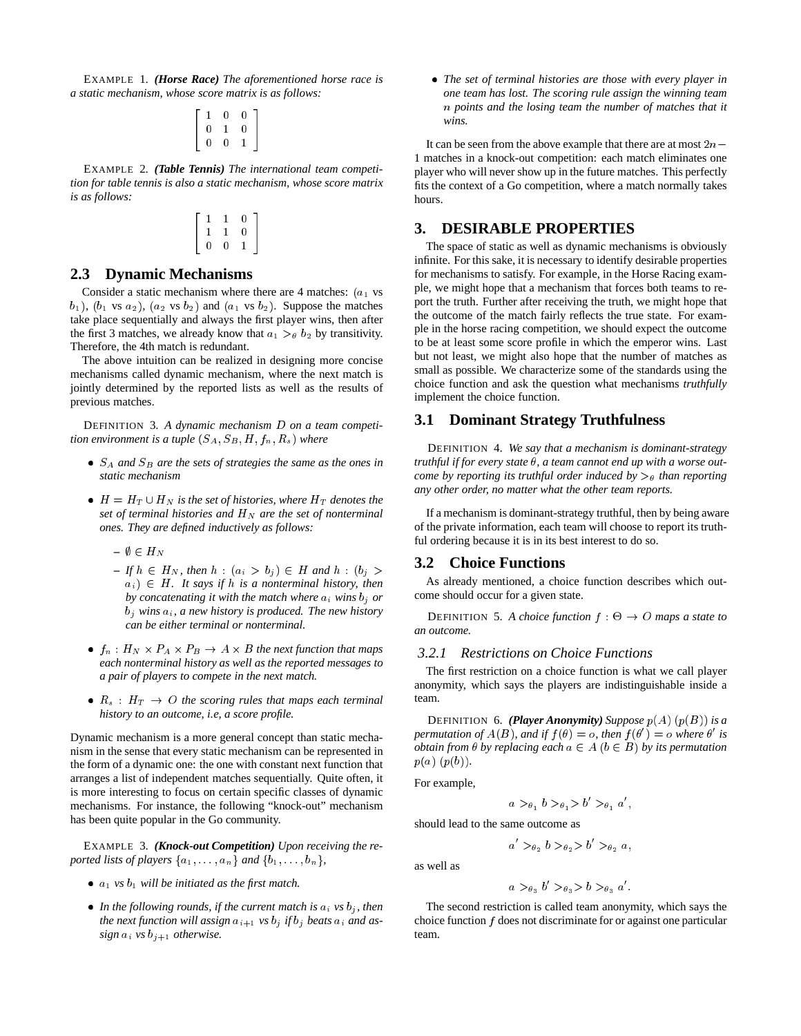EXAMPLE 1. ***(Horse Race)*** *The aforementioned horse race is a static mechanism, whose score matrix is as follows:*

$$\begin{bmatrix} 1 & 0 & 0 \\ 0 & 1 & 0 \\ 0 & 0 & 1 \end{bmatrix}$$

EXAMPLE 2. ***(Table Tennis)*** *The international team competition for table tennis is also a static mechanism, whose score matrix is as follows:*

$$\begin{bmatrix} 1 & 1 & 0 \\ 1 & 1 & 0 \\ 0 & 0 & 1 \end{bmatrix}$$

## 2.3 Dynamic Mechanisms

Consider a static mechanism where there are 4 matches: ($a_1$ vs $b_1$), ($b_1$ vs $a_2$), ($a_2$ vs $b_2$) and ($a_1$ vs $b_2$). Suppose the matches take place sequentially and always the first player wins, then after the first 3 matches, we already know that $a_1 >_\theta b_2$ by transitivity. Therefore, the 4th match is redundant.

The above intuition can be realized in designing more concise mechanisms called dynamic mechanism, where the next match is jointly determined by the reported lists as well as the results of previous matches.

DEFINITION 3. *A dynamic mechanism $D$ on a team competition environment is a tuple $(S_A, S_B, H, f_n, R_s)$ where*

- *$S_A$ and $S_B$ are the sets of strategies the same as the ones in static mechanism*
- *$H = H_T \cup H_N$ is the set of histories, where $H_T$ denotes the set of terminal histories and $H_N$ are the set of nonterminal ones. They are defined inductively as follows:*
  - *$\emptyset \in H_N$*
  - *If $h \in H_N$, then $h : (a_i > b_j) \in H$ and $h : (b_j > a_i) \in H$. It says if $h$ is a nonterminal history, then by concatenating it with the match where $a_i$ wins $b_j$ or $b_j$ wins $a_i$, a new history is produced. The new history can be either terminal or nonterminal.*
- *$f_n : H_N \times P_A \times P_B \to A \times B$ the next function that maps each nonterminal history as well as the reported messages to a pair of players to compete in the next match.*
- *$R_s : H_T \to O$ the scoring rules that maps each terminal history to an outcome, i.e, a score profile.*

Dynamic mechanism is a more general concept than static mechanism in the sense that every static mechanism can be represented in the form of a dynamic one: the one with constant next function that arranges a list of independent matches sequentially. Quite often, it is more interesting to focus on certain specific classes of dynamic mechanisms. For instance, the following "knock-out" mechanism has been quite popular in the Go community.

EXAMPLE 3. ***(Knock-out Competition)*** *Upon receiving the reported lists of players $\{a_1, \ldots, a_n\}$ and $\{b_1, \ldots, b_n\}$,*

- *$a_1$ vs $b_1$ will be initiated as the first match.*
- *In the following rounds, if the current match is $a_i$ vs $b_j$, then the next function will assign $a_{i+1}$ vs $b_j$ if $b_j$ beats $a_i$ and assign $a_i$ vs $b_{j+1}$ otherwise.*
- *The set of terminal histories are those with every player in one team has lost. The scoring rule assign the winning team $n$ points and the losing team the number of matches that it wins.*

It can be seen from the above example that there are at most $2n - 1$ matches in a knock-out competition: each match eliminates one player who will never show up in the future matches. This perfectly fits the context of a Go competition, where a match normally takes hours.

# 3. DESIRABLE PROPERTIES

The space of static as well as dynamic mechanisms is obviously infinite. For this sake, it is necessary to identify desirable properties for mechanisms to satisfy. For example, in the Horse Racing example, we might hope that a mechanism that forces both teams to report the truth. Further after receiving the truth, we might hope that the outcome of the match fairly reflects the true state. For example in the horse racing competition, we should expect the outcome to be at least some score profile in which the emperor wins. Last but not least, we might also hope that the number of matches as small as possible. We characterize some of the standards using the choice function and ask the question what mechanisms *truthfully* implement the choice function.

## 3.1 Dominant Strategy Truthfulness

DEFINITION 4. *We say that a mechanism is dominant-strategy truthful if for every state $\theta$, a team cannot end up with a worse outcome by reporting its truthful order induced by $>_\theta$ than reporting any other order, no matter what the other team reports.*

If a mechanism is dominant-strategy truthful, then by being aware of the private information, each team will choose to report its truthful ordering because it is in its best interest to do so.

## 3.2 Choice Functions

As already mentioned, a choice function describes which outcome should occur for a given state.

DEFINITION 5. *A choice function $f : \Theta \to O$ maps a state to an outcome.*

### 3.2.1 Restrictions on Choice Functions

The first restriction on a choice function is what we call player anonymity, which says the players are indistinguishable inside a team.

DEFINITION 6. ***(Player Anonymity)*** *Suppose $p(A)$ ($p(B)$) is a permutation of $A(B)$, and if $f(\theta) = o$, then $f(\theta') = o$ where $\theta'$ is obtain from $\theta$ by replacing each $a \in A$ ($b \in B$) by its permutation $p(a)$ ($p(b)$).*

For example,

$$a >_{\theta_1} b >_{\theta_1} > b' >_{\theta_1} a',$$

should lead to the same outcome as

$$a' >_{\theta_2} b >_{\theta_2} > b' >_{\theta_2} a,$$

as well as

$$a >_{\theta_3} b' >_{\theta_3} > b >_{\theta_3} a'.$$

The second restriction is called team anonymity, which says the choice function $f$ does not discriminate for or against one particular team.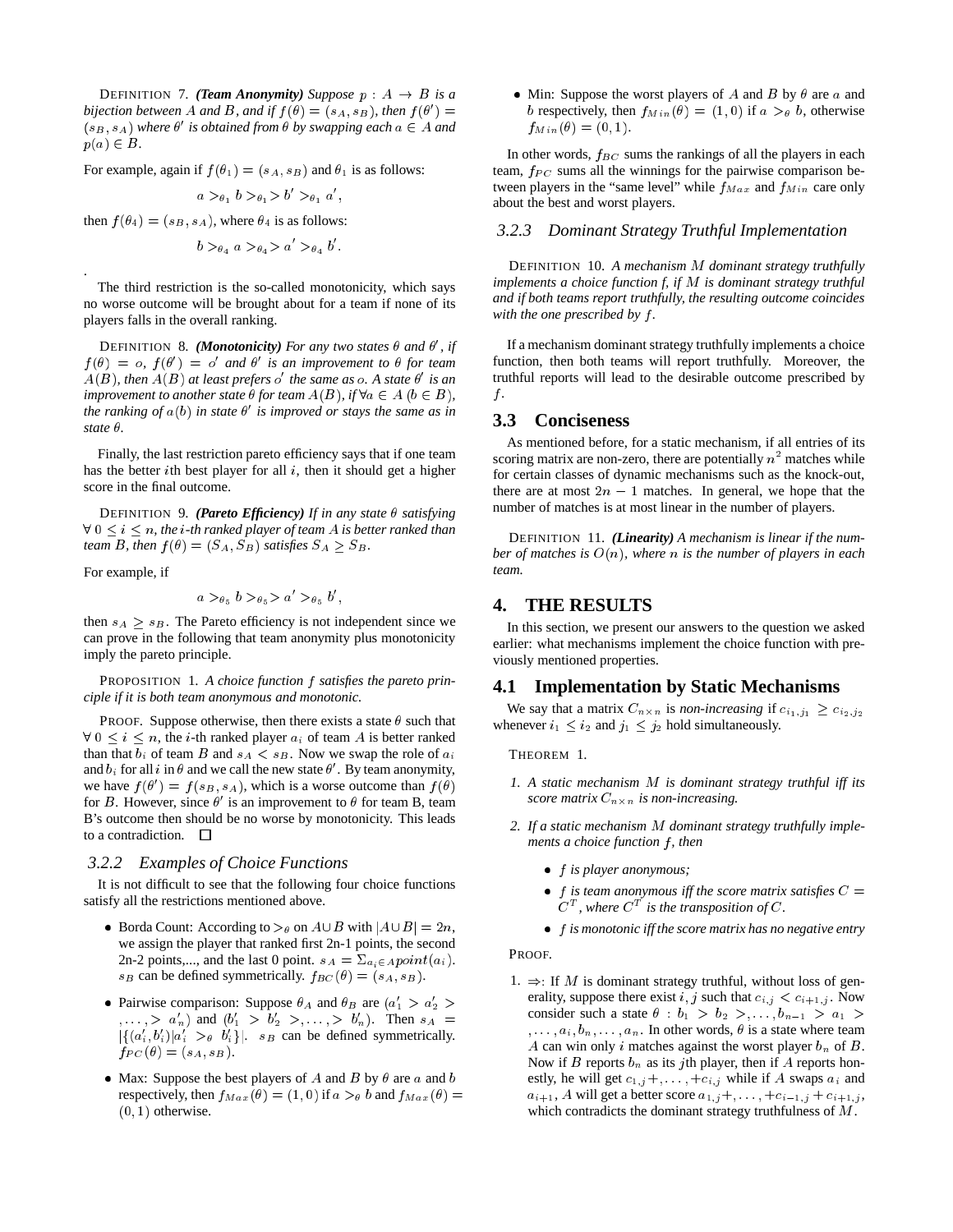DEFINITION 7. ***(Team Anonymity)*** *Suppose $p : A \to B$ is a bijection between $A$ and $B$, and if $f(\theta) = (s_A, s_B)$, then $f(\theta') = (s_B, s_A)$ where $\theta'$ is obtained from $\theta$ by swapping each $a \in A$ and $p(a) \in B$.*

For example, again if $f(\theta_1) = (s_A, s_B)$ and $\theta_1$ is as follows:

$$a >_{\theta_1} b >_{\theta_1} > b' >_{\theta_1} a',$$

then $f(\theta_4) = (s_B, s_A)$, where $\theta_4$ is as follows:

$$b >_{\theta_4} a >_{\theta_4} > a' >_{\theta_4} b'.$$

.

The third restriction is the so-called monotonicity, which says no worse outcome will be brought about for a team if none of its players falls in the overall ranking.

DEFINITION 8. ***(Monotonicity)*** *For any two states $\theta$ and $\theta'$, if $f(\theta) = o$, $f(\theta') = o'$ and $\theta'$ is an improvement to $\theta$ for team $A(B)$, then $A(B)$ at least prefers $o'$ the same as $o$. A state $\theta'$ is an improvement to another state $\theta$ for team $A(B)$, if $\forall a \in A$ ($b \in B$), the ranking of $a(b)$ in state $\theta'$ is improved or stays the same as in state $\theta$.*

Finally, the last restriction pareto efficiency says that if one team has the better $i$th best player for all $i$, then it should get a higher score in the final outcome.

DEFINITION 9. ***(Pareto Efficiency)*** *If in any state $\theta$ satisfying $\forall\ 0 \le i \le n$, the $i$-th ranked player of team $A$ is better ranked than team $B$, then $f(\theta) = (S_A, S_B)$ satisfies $S_A \ge S_B$.*

For example, if

$$a >_{\theta_5} b >_{\theta_5} > a' >_{\theta_5} b',$$

then $s_A \ge s_B$. The Pareto efficiency is not independent since we can prove in the following that team anonymity plus monotonicity imply the pareto principle.

PROPOSITION 1. *A choice function $f$ satisfies the pareto principle if it is both team anonymous and monotonic.*

PROOF. Suppose otherwise, then there exists a state $\theta$ such that $\forall\ 0 \le i \le n$, the $i$-th ranked player $a_i$ of team $A$ is better ranked than that $b_i$ of team $B$ and $s_A < s_B$. Now we swap the role of $a_i$ and $b_i$ for all $i$ in $\theta$ and we call the new state $\theta'$. By team anonymity, we have $f(\theta') = f(s_B, s_A)$, which is a worse outcome than $f(\theta)$ for $B$. However, since $\theta'$ is an improvement to $\theta$ for team B, team B's outcome then should be no worse by monotonicity. This leads to a contradiction. □

### 3.2.2 Examples of Choice Functions

It is not difficult to see that the following four choice functions satisfy all the restrictions mentioned above.

- Borda Count: According to $>_\theta$ on $A \cup B$ with $|A \cup B| = 2n$, we assign the player that ranked first 2n-1 points, the second 2n-2 points,..., and the last 0 point. $s_A = \Sigma_{a_i \in A} point(a_i)$. $s_B$ can be defined symmetrically. $f_{BC}(\theta) = (s_A, s_B)$.
- Pairwise comparison: Suppose $\theta_A$ and $\theta_B$ are $(a'_1 > a'_2 > , \ldots, > a'_n)$ and $(b'_1 > b'_2 >, \ldots, > b'_n)$. Then $s_A = |\{(a'_i, b'_i) | a'_i >_\theta b'_i\}|$. $s_B$ can be defined symmetrically. $f_{PC}(\theta) = (s_A, s_B)$.
- Max: Suppose the best players of $A$ and $B$ by $\theta$ are $a$ and $b$ respectively, then $f_{Max}(\theta) = (1, 0)$ if $a >_\theta b$ and $f_{Max}(\theta) = (0, 1)$ otherwise.
- Min: Suppose the worst players of $A$ and $B$ by $\theta$ are $a$ and $b$ respectively, then $f_{Min}(\theta) = (1, 0)$ if $a >_\theta b$, otherwise $f_{Min}(\theta) = (0, 1)$.

In other words, $f_{BC}$ sums the rankings of all the players in each team, $f_{PC}$ sums all the winnings for the pairwise comparison between players in the "same level" while $f_{Max}$ and $f_{Min}$ care only about the best and worst players.

### 3.2.3 Dominant Strategy Truthful Implementation

DEFINITION 10. *A mechanism $M$ dominant strategy truthfully implements a choice function f, if $M$ is dominant strategy truthful and if both teams report truthfully, the resulting outcome coincides with the one prescribed by $f$.*

If a mechanism dominant strategy truthfully implements a choice function, then both teams will report truthfully. Moreover, the truthful reports will lead to the desirable outcome prescribed by $f$.

## 3.3 Conciseness

As mentioned before, for a static mechanism, if all entries of its scoring matrix are non-zero, there are potentially $n^2$ matches while for certain classes of dynamic mechanisms such as the knock-out, there are at most $2n - 1$ matches. In general, we hope that the number of matches is at most linear in the number of players.

DEFINITION 11. ***(Linearity)*** *A mechanism is linear if the number of matches is $O(n)$, where $n$ is the number of players in each team.*

# 4. THE RESULTS

In this section, we present our answers to the question we asked earlier: what mechanisms implement the choice function with previously mentioned properties.

## 4.1 Implementation by Static Mechanisms

We say that a matrix $C_{n \times n}$ is *non-increasing* if $c_{i_1, j_1} \ge c_{i_2, j_2}$ whenever $i_1 \le i_2$ and $j_1 \le j_2$ hold simultaneously.

THEOREM 1.

1. *A static mechanism $M$ is dominant strategy truthful iff its score matrix $C_{n \times n}$ is non-increasing.*
2. *If a static mechanism $M$ dominant strategy truthfully implements a choice function $f$, then*
   - *$f$ is player anonymous;*
   - *$f$ is team anonymous iff the score matrix satisfies $C = C^T$, where $C^T$ is the transposition of $C$.*
   - *$f$ is monotonic iff the score matrix has no negative entry*

PROOF.

1. $\Rightarrow$: If $M$ is dominant strategy truthful, without loss of generality, suppose there exist $i, j$ such that $c_{i,j} < c_{i+1,j}$. Now consider such a state $\theta : b_1 > b_2 >, \ldots, b_{n-1} > a_1 >, \ldots, a_i, b_n, \ldots, a_n$. In other words, $\theta$ is a state where team $A$ can win only $i$ matches against the worst player $b_n$ of $B$. Now if $B$ reports $b_n$ as its $j$th player, then if $A$ reports honestly, he will get $c_{1,j} +, \ldots, + c_{i,j}$ while if $A$ swaps $a_i$ and $a_{i+1}$, $A$ will get a better score $a_{1,j} +, \ldots, + c_{i-1,j} + c_{i+1,j}$, which contradicts the dominant strategy truthfulness of $M$.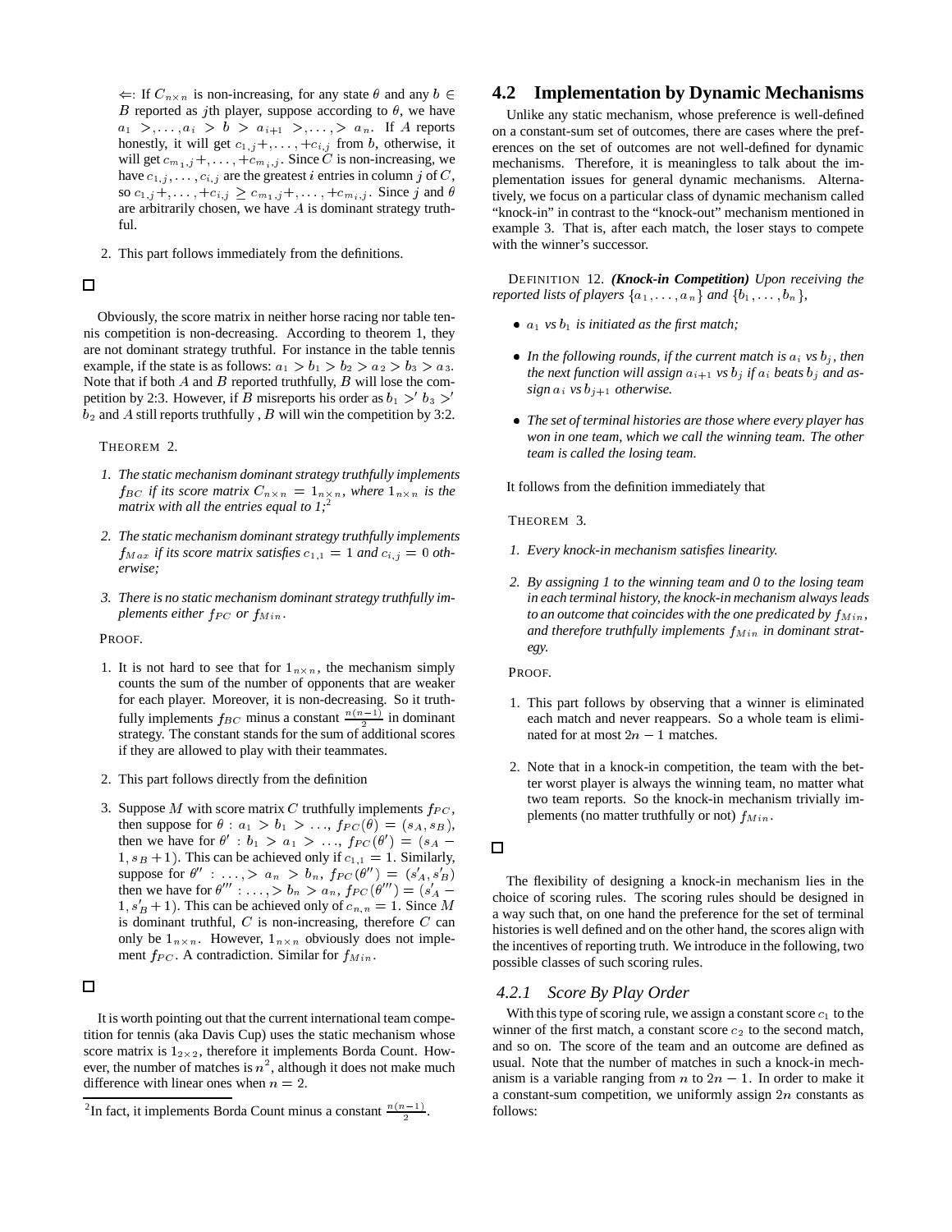$\Leftarrow$: If $C_{n\times n}$ is non-increasing, for any state $\theta$ and any $b \in B$ reported as $j$th player, suppose according to $\theta$, we have $a_1 >, \ldots, a_i > b > a_{i+1} >, \ldots, > a_n$. If $A$ reports honestly, it will get $c_{1,j}+, \ldots, +c_{i,j}$ from $b$, otherwise, it will get $c_{m_1,j}+, \ldots, +c_{m_i,j}$. Since $C$ is non-increasing, we have $c_{1,j}, \ldots, c_{i,j}$ are the greatest $i$ entries in column $j$ of $C$, so $c_{1,j}+, \ldots, +c_{i,j} \geq c_{m_1,j}+, \ldots, +c_{m_i,j}$. Since $j$ and $\theta$ are arbitrarily chosen, we have $A$ is dominant strategy truthful.

2. This part follows immediately from the definitions.

□

Obviously, the score matrix in neither horse racing nor table tennis competition is non-decreasing. According to theorem 1, they are not dominant strategy truthful. For instance in the table tennis example, if the state is as follows: $a_1 > b_1 > b_2 > a_2 > b_3 > a_3$. Note that if both $A$ and $B$ reported truthfully, $B$ will lose the competition by 2:3. However, if $B$ misreports his order as $b_1 >' b_3 >' b_2$ and $A$ still reports truthfully , $B$ will win the competition by 3:2.

THEOREM 2.

1. *The static mechanism dominant strategy truthfully implements $f_{BC}$ if its score matrix $C_{n\times n} = 1_{n\times n}$, where $1_{n\times n}$ is the matrix with all the entries equal to 1;*[2]
2. *The static mechanism dominant strategy truthfully implements $f_{Max}$ if its score matrix satisfies $c_{1,1} = 1$ and $c_{i,j} = 0$ otherwise;*
3. *There is no static mechanism dominant strategy truthfully implements either $f_{PC}$ or $f_{Min}$.*

PROOF.

1. It is not hard to see that for $1_{n\times n}$, the mechanism simply counts the sum of the number of opponents that are weaker for each player. Moreover, it is non-decreasing. So it truthfully implements $f_{BC}$ minus a constant $\frac{n(n-1)}{2}$ in dominant strategy. The constant stands for the sum of additional scores if they are allowed to play with their teammates.
2. This part follows directly from the definition
3. Suppose $M$ with score matrix $C$ truthfully implements $f_{PC}$, then suppose for $\theta : a_1 > b_1 > \ldots$, $f_{PC}(\theta) = (s_A, s_B)$, then we have for $\theta' : b_1 > a_1 > \ldots$, $f_{PC}(\theta') = (s_A - 1, s_B + 1)$. This can be achieved only if $c_{1,1} = 1$. Similarly, suppose for $\theta'' : \ldots, > a_n > b_n$, $f_{PC}(\theta'') = (s'_A, s'_B)$ then we have for $\theta''' : \ldots, > b_n > a_n$, $f_{PC}(\theta''') = (s'_A - 1, s'_B + 1)$. This can be achieved only of $c_{n,n} = 1$. Since $M$ is dominant truthful, $C$ is non-increasing, therefore $C$ can only be $1_{n\times n}$. However, $1_{n\times n}$ obviously does not implement $f_{PC}$. A contradiction. Similar for $f_{Min}$.

□

It is worth pointing out that the current international team competition for tennis (aka Davis Cup) uses the static mechanism whose score matrix is $1_{2\times 2}$, therefore it implements Borda Count. However, the number of matches is $n^2$, although it does not make much difference with linear ones when $n = 2$.

[2] In fact, it implements Borda Count minus a constant $\frac{n(n-1)}{2}$.

## 4.2 Implementation by Dynamic Mechanisms

Unlike any static mechanism, whose preference is well-defined on a constant-sum set of outcomes, there are cases where the preferences on the set of outcomes are not well-defined for dynamic mechanisms. Therefore, it is meaningless to talk about the implementation issues for general dynamic mechanisms. Alternatively, we focus on a particular class of dynamic mechanism called "knock-in" in contrast to the "knock-out" mechanism mentioned in example 3. That is, after each match, the loser stays to compete with the winner's successor.

DEFINITION 12. ***(Knock-in Competition)*** *Upon receiving the reported lists of players $\{a_1, \ldots, a_n\}$ and $\{b_1, \ldots, b_n\}$,*

- *$a_1$ vs $b_1$ is initiated as the first match;*
- *In the following rounds, if the current match is $a_i$ vs $b_j$, then the next function will assign $a_{i+1}$ vs $b_j$ if $a_i$ beats $b_j$ and assign $a_i$ vs $b_{j+1}$ otherwise.*
- *The set of terminal histories are those where every player has won in one team, which we call the winning team. The other team is called the losing team.*

It follows from the definition immediately that

THEOREM 3.

1. *Every knock-in mechanism satisfies linearity.*
2. *By assigning 1 to the winning team and 0 to the losing team in each terminal history, the knock-in mechanism always leads to an outcome that coincides with the one predicated by $f_{Min}$, and therefore truthfully implements $f_{Min}$ in dominant strategy.*

PROOF.

1. This part follows by observing that a winner is eliminated each match and never reappears. So a whole team is eliminated for at most $2n - 1$ matches.
2. Note that in a knock-in competition, the team with the better worst player is always the winning team, no matter what two team reports. So the knock-in mechanism trivially implements (no matter truthfully or not) $f_{Min}$.

□

The flexibility of designing a knock-in mechanism lies in the choice of scoring rules. The scoring rules should be designed in a way such that, on one hand the preference for the set of terminal histories is well defined and on the other hand, the scores align with the incentives of reporting truth. We introduce in the following, two possible classes of such scoring rules.

### 4.2.1 Score By Play Order

With this type of scoring rule, we assign a constant score $c_1$ to the winner of the first match, a constant score $c_2$ to the second match, and so on. The score of the team and an outcome are defined as usual. Note that the number of matches in such a knock-in mechanism is a variable ranging from $n$ to $2n - 1$. In order to make it a constant-sum competition, we uniformly assign $2n$ constants as follows: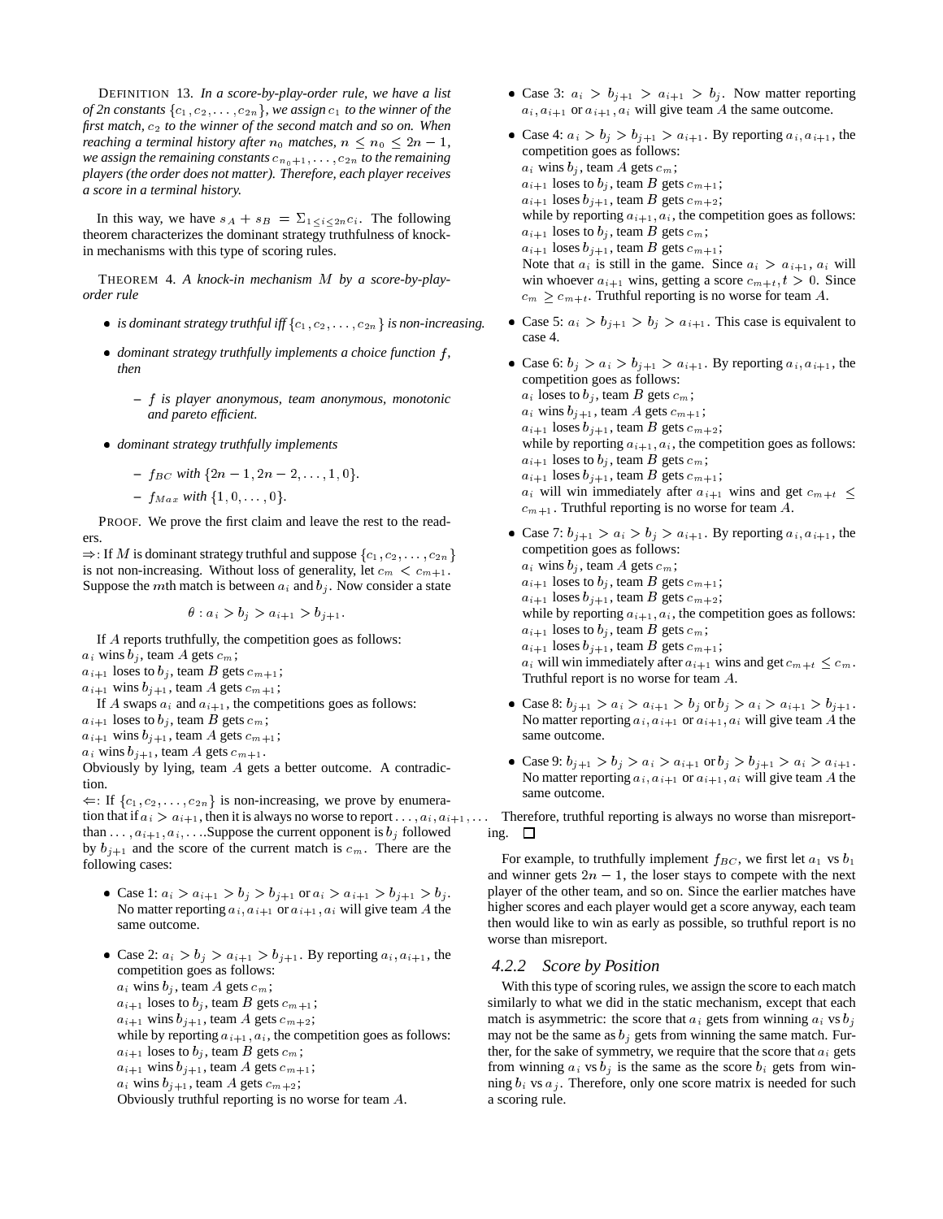DEFINITION 13. *In a score-by-play-order rule, we have a list of 2n constants $\{c_1, c_2, \ldots, c_{2n}\}$, we assign $c_1$ to the winner of the first match, $c_2$ to the winner of the second match and so on. When reaching a terminal history after $n_0$ matches, $n \leq n_0 \leq 2n-1$, we assign the remaining constants $c_{n_0+1}, \ldots, c_{2n}$ to the remaining players (the order does not matter). Therefore, each player receives a score in a terminal history.*

In this way, we have $s_A + s_B = \Sigma_{1 \leq i \leq 2n} c_i$. The following theorem characterizes the dominant strategy truthfulness of knock-in mechanisms with this type of scoring rules.

THEOREM 4. *A knock-in mechanism $M$ by a score-by-play-order rule*

- *is dominant strategy truthful iff $\{c_1, c_2, \ldots, c_{2n}\}$ is non-increasing.*
- *dominant strategy truthfully implements a choice function $f$, then*
  - *$f$ is player anonymous, team anonymous, monotonic and pareto efficient.*
- *dominant strategy truthfully implements*
  - *$f_{BC}$ with $\{2n-1, 2n-2, \ldots, 1, 0\}$.*
  - *$f_{Max}$ with $\{1, 0, \ldots, 0\}$.*

PROOF. We prove the first claim and leave the rest to the readers.

$\Rightarrow$: If $M$ is dominant strategy truthful and suppose $\{c_1, c_2, \ldots, c_{2n}\}$ is not non-increasing. Without loss of generality, let $c_m < c_{m+1}$. Suppose the $m$th match is between $a_i$ and $b_j$. Now consider a state

$$\theta : a_i > b_j > a_{i+1} > b_{j+1}.$$

If $A$ reports truthfully, the competition goes as follows:
$a_i$ wins $b_j$, team $A$ gets $c_m$;
$a_{i+1}$ loses to $b_j$, team $B$ gets $c_{m+1}$;
$a_{i+1}$ wins $b_{j+1}$, team $A$ gets $c_{m+1}$;
If $A$ swaps $a_i$ and $a_{i+1}$, the competitions goes as follows:
$a_{i+1}$ loses to $b_j$, team $B$ gets $c_m$;
$a_{i+1}$ wins $b_{j+1}$, team $A$ gets $c_{m+1}$;
$a_i$ wins $b_{j+1}$, team $A$ gets $c_{m+1}$.
Obviously by lying, team $A$ gets a better outcome. A contradiction.

$\Leftarrow$: If $\{c_1, c_2, \ldots, c_{2n}\}$ is non-increasing, we prove by enumeration that if $a_i > a_{i+1}$, then it is always no worse to report $\ldots, a_i, a_{i+1}, \ldots$ than $\ldots, a_{i+1}, a_i, \ldots$. Suppose the current opponent is $b_j$ followed by $b_{j+1}$ and the score of the current match is $c_m$. There are the following cases:

- Case 1: $a_i > a_{i+1} > b_j > b_{j+1}$ or $a_i > a_{i+1} > b_{j+1} > b_j$. No matter reporting $a_i, a_{i+1}$ or $a_{i+1}, a_i$ will give team $A$ the same outcome.
- Case 2: $a_i > b_j > a_{i+1} > b_{j+1}$. By reporting $a_i, a_{i+1}$, the competition goes as follows:
  $a_i$ wins $b_j$, team $A$ gets $c_m$;
  $a_{i+1}$ loses to $b_j$, team $B$ gets $c_{m+1}$;
  $a_{i+1}$ wins $b_{j+1}$, team $A$ gets $c_{m+2}$;
  while by reporting $a_{i+1}, a_i$, the competition goes as follows:
  $a_{i+1}$ loses to $b_j$, team $B$ gets $c_m$;
  $a_{i+1}$ wins $b_{j+1}$, team $A$ gets $c_{m+1}$;
  $a_i$ wins $b_{j+1}$, team $A$ gets $c_{m+2}$;
  Obviously truthful reporting is no worse for team $A$.
- Case 3: $a_i > b_{j+1} > a_{i+1} > b_j$. Now matter reporting $a_i, a_{i+1}$ or $a_{i+1}, a_i$ will give the team $A$ the same outcome.
- Case 4: $a_i > b_j > b_{j+1} > a_{i+1}$. By reporting $a_i, a_{i+1}$, the competition goes as follows:
  $a_i$ wins $b_j$, team $A$ gets $c_m$;
  $a_{i+1}$ loses to $b_j$, team $B$ gets $c_{m+1}$;
  $a_{i+1}$ loses $b_{j+1}$, team $B$ gets $c_{m+2}$;
  while by reporting $a_{i+1}, a_i$, the competition goes as follows:
  $a_{i+1}$ loses to $b_j$, team $B$ gets $c_m$;
  $a_{i+1}$ loses $b_{j+1}$, team $B$ gets $c_{m+1}$;
  Note that $a_i$ is still in the game. Since $a_i > a_{i+1}$, $a_i$ will win whoever $a_{i+1}$ wins, getting a score $c_{m+t}, t > 0$. Since $c_m \geq c_{m+t}$. Truthful reporting is no worse for team $A$.
- Case 5: $a_i > b_{j+1} > b_j > a_{i+1}$. This case is equivalent to case 4.
- Case 6: $b_j > a_i > b_{j+1} > a_{i+1}$. By reporting $a_i, a_{i+1}$, the competition goes as follows:
  $a_i$ loses to $b_j$, team $B$ gets $c_m$;
  $a_i$ wins $b_{j+1}$, team $A$ gets $c_{m+1}$;
  $a_{i+1}$ loses $b_{j+1}$, team $B$ gets $c_{m+2}$;
  while by reporting $a_{i+1}, a_i$, the competition goes as follows:
  $a_{i+1}$ loses to $b_j$, team $B$ gets $c_m$;
  $a_{i+1}$ loses $b_{j+1}$, team $B$ gets $c_{m+1}$;
  $a_i$ will win immediately after $a_{i+1}$ wins and get $c_{m+t} \leq c_{m+1}$. Truthful reporting is no worse for team $A$.
- Case 7: $b_{j+1} > a_i > b_j > a_{i+1}$. By reporting $a_i, a_{i+1}$, the competition goes as follows:
  $a_i$ wins $b_j$, team $A$ gets $c_m$;
  $a_{i+1}$ loses to $b_j$, team $B$ gets $c_{m+1}$;
  $a_{i+1}$ loses $b_{j+1}$, team $B$ gets $c_{m+2}$;
  while by reporting $a_{i+1}, a_i$, the competition goes as follows:
  $a_{i+1}$ loses to $b_j$, team $B$ gets $c_m$;
  $a_{i+1}$ loses $b_{j+1}$, team $B$ gets $c_{m+1}$;
  $a_i$ will win immediately after $a_{i+1}$ wins and get $c_{m+t} \leq c_m$. Truthful report is no worse for team $A$.
- Case 8: $b_{j+1} > a_i > a_{i+1} > b_j$ or $b_j > a_i > a_{i+1} > b_{j+1}$. No matter reporting $a_i, a_{i+1}$ or $a_{i+1}, a_i$ will give team $A$ the same outcome.
- Case 9: $b_{j+1} > b_j > a_i > a_{i+1}$ or $b_j > b_{j+1} > a_i > a_{i+1}$. No matter reporting $a_i, a_{i+1}$ or $a_{i+1}, a_i$ will give team $A$ the same outcome.

Therefore, truthful reporting is always no worse than misreporting. □

For example, to truthfully implement $f_{BC}$, we first let $a_1$ vs $b_1$ and winner gets $2n-1$, the loser stays to compete with the next player of the other team, and so on. Since the earlier matches have higher scores and each player would get a score anyway, each team then would like to win as early as possible, so truthful report is no worse than misreport.

### 4.2.2 *Score by Position*

With this type of scoring rules, we assign the score to each match similarly to what we did in the static mechanism, except that each match is asymmetric: the score that $a_i$ gets from winning $a_i$ vs $b_j$ may not be the same as $b_j$ gets from winning the same match. Further, for the sake of symmetry, we require that the score that $a_i$ gets from winning $a_i$ vs $b_j$ is the same as the score $b_i$ gets from winning $b_i$ vs $a_j$. Therefore, only one score matrix is needed for such a scoring rule.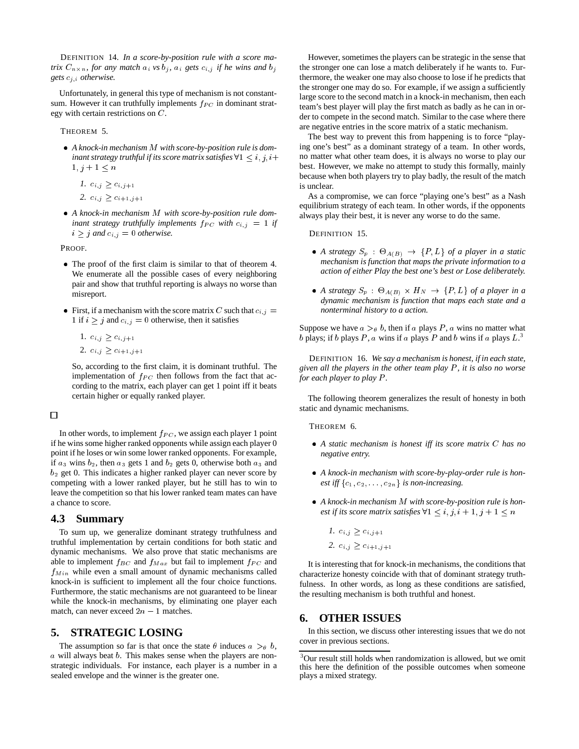DEFINITION 14. *In a score-by-position rule with a score matrix $C_{n\times n}$, for any match $a_i$ vs $b_j$, $a_i$ gets $c_{i,j}$ if he wins and $b_j$ gets $c_{j,i}$ otherwise.*

Unfortunately, in general this type of mechanism is not constant-sum. However it can truthfully implements $f_{PC}$ in dominant strategy with certain restrictions on $C$.

THEOREM 5.

- *A knock-in mechanism $M$ with score-by-position rule is dominant strategy truthful if its score matrix satisfies $\forall 1 \leq i, j, i+1, j+1 \leq n$*
  1. $c_{i,j} \geq c_{i,j+1}$
  2. $c_{i,j} \geq c_{i+1,j+1}$
- *A knock-in mechanism $M$ with score-by-position rule dominant strategy truthfully implements $f_{PC}$ with $c_{i,j} = 1$ if $i \geq j$ and $c_{i,j} = 0$ otherwise.*

PROOF.

- The proof of the first claim is similar to that of theorem 4. We enumerate all the possible cases of every neighboring pair and show that truthful reporting is always no worse than misreport.
- First, if a mechanism with the score matrix $C$ such that $c_{i,j} = 1$ if $i \geq j$ and $c_{i,j} = 0$ otherwise, then it satisfies
  1. $c_{i,j} \geq c_{i,j+1}$
  2. $c_{i,j} \geq c_{i+1,j+1}$

  So, according to the first claim, it is dominant truthful. The implementation of $f_{PC}$ then follows from the fact that according to the matrix, each player can get 1 point iff it beats certain higher or equally ranked player.

□

In other words, to implement $f_{PC}$, we assign each player 1 point if he wins some higher ranked opponents while assign each player 0 point if he loses or win some lower ranked opponents. For example, if $a_3$ wins $b_2$, then $a_3$ gets 1 and $b_2$ gets 0, otherwise both $a_3$ and $b_2$ get 0. This indicates a higher ranked player can never score by competing with a lower ranked player, but he still has to win to leave the competition so that his lower ranked team mates can have a chance to score.

## 4.3 Summary

To sum up, we generalize dominant strategy truthfulness and truthful implementation by certain conditions for both static and dynamic mechanisms. We also prove that static mechanisms are able to implement $f_{BC}$ and $f_{Max}$ but fail to implement $f_{PC}$ and $f_{Min}$ while even a small amount of dynamic mechanisms called knock-in is sufficient to implement all the four choice functions. Furthermore, the static mechanisms are not guaranteed to be linear while the knock-in mechanisms, by eliminating one player each match, can never exceed $2n - 1$ matches.

# 5. STRATEGIC LOSING

The assumption so far is that once the state $\theta$ induces $a >_\theta b$, $a$ will always beat $b$. This makes sense when the players are non-strategic individuals. For instance, each player is a number in a sealed envelope and the winner is the greater one.

However, sometimes the players can be strategic in the sense that the stronger one can lose a match deliberately if he wants to. Furthermore, the weaker one may also choose to lose if he predicts that the stronger one may do so. For example, if we assign a sufficiently large score to the second match in a knock-in mechanism, then each team's best player will play the first match as badly as he can in order to compete in the second match. Similar to the case where there are negative entries in the score matrix of a static mechanism.

The best way to prevent this from happening is to force "playing one's best" as a dominant strategy of a team. In other words, no matter what other team does, it is always no worse to play our best. However, we make no attempt to study this formally, mainly because when both players try to play badly, the result of the match is unclear.

As a compromise, we can force "playing one's best" as a Nash equilibrium strategy of each team. In other words, if the opponents always play their best, it is never any worse to do the same.

DEFINITION 15.

- *A strategy $S_p : \Theta_{A(B)} \rightarrow \{P, L\}$ of a player in a static mechanism is function that maps the private information to a action of either Play the best one's best or Lose deliberately.*
- *A strategy $S_p : \Theta_{A(B)} \times H_N \rightarrow \{P, L\}$ of a player in a dynamic mechanism is function that maps each state and a nonterminal history to a action.*

Suppose we have $a >_\theta b$, then if $a$ plays $P$, $a$ wins no matter what $b$ plays; if $b$ plays $P$, $a$ wins if $a$ plays $P$ and $b$ wins if $a$ plays $L$.[3]

DEFINITION 16. *We say a mechanism is honest, if in each state, given all the players in the other team play $P$, it is also no worse for each player to play $P$.*

The following theorem generalizes the result of honesty in both static and dynamic mechanisms.

THEOREM 6.

- *A static mechanism is honest iff its score matrix $C$ has no negative entry.*
- *A knock-in mechanism with score-by-play-order rule is honest iff $\{c_1, c_2, \ldots, c_{2n}\}$ is non-increasing.*
- *A knock-in mechanism $M$ with score-by-position rule is honest if its score matrix satisfies $\forall 1 \leq i, j, i+1, j+1 \leq n$*
  1. $c_{i,j} \geq c_{i,j+1}$
  2. $c_{i,j} \geq c_{i+1,j+1}$

It is interesting that for knock-in mechanisms, the conditions that characterize honesty coincide with that of dominant strategy truthfulness. In other words, as long as these conditions are satisfied, the resulting mechanism is both truthful and honest.

# 6. OTHER ISSUES

In this section, we discuss other interesting issues that we do not cover in previous sections.

[3]Our result still holds when randomization is allowed, but we omit this here the definition of the possible outcomes when someone plays a mixed strategy.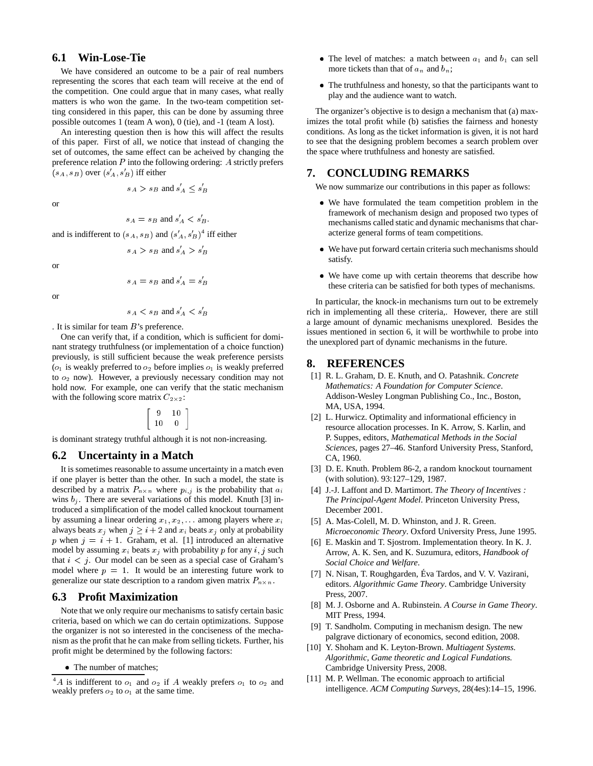## 6.1 Win-Lose-Tie

We have considered an outcome to be a pair of real numbers representing the scores that each team will receive at the end of the competition. One could argue that in many cases, what really matters is who won the game. In the two-team competition setting considered in this paper, this can be done by assuming three possible outcomes 1 (team A won), 0 (tie), and -1 (team A lost).

An interesting question then is how this will affect the results of this paper. First of all, we notice that instead of changing the set of outcomes, the same effect can be acheived by changing the preference relation $P$ into the following ordering: $A$ strictly prefers $(s_A, s_B)$ over $(s'_A, s'_B)$ iff either

$$s_A > s_B \text{ and } s'_A \leq s'_B$$

or

$$s_A = s_B \text{ and } s'_A < s'_B.$$

and is indifferent to $(s_A, s_B)$ and $(s'_A, s'_B)$[4] iff either

$$s_A > s_B \text{ and } s'_A > s'_B$$

or

$$s_A = s_B \text{ and } s'_A = s'_B$$

or

$$s_A < s_B \text{ and } s'_A < s'_B$$

. It is similar for team $B$'s preference.

One can verify that, if a condition, which is sufficient for dominant strategy truthfulness (or implementation of a choice function) previously, is still sufficient because the weak preference persists ($o_1$ is weakly preferred to $o_2$ before implies $o_1$ is weakly preferred to $o_2$ now). However, a previously necessary condition may not hold now. For example, one can verify that the static mechanism with the following score matrix $C_{2\times 2}$:

$$\begin{bmatrix} 9 & 10 \\ 10 & 0 \end{bmatrix}$$

is dominant strategy truthful although it is not non-increasing.

[4] $A$ is indifferent to $o_1$ and $o_2$ if $A$ weakly prefers $o_1$ to $o_2$ and weakly prefers $o_2$ to $o_1$ at the same time.

## 6.2 Uncertainty in a Match

It is sometimes reasonable to assume uncertainty in a match even if one player is better than the other. In such a model, the state is described by a matrix $P_{n\times n}$ where $p_{i,j}$ is the probability that $a_i$ wins $b_j$. There are several variations of this model. Knuth [3] introduced a simplification of the model called knockout tournament by assuming a linear ordering $x_1, x_2, \ldots$ among players where $x_i$ always beats $x_j$ when $j \geq i+2$ and $x_i$ beats $x_j$ only at probability $p$ when $j = i+1$. Graham, et al. [1] introduced an alternative model by assuming $x_i$ beats $x_j$ with probability $p$ for any $i, j$ such that $i < j$. Our model can be seen as a special case of Graham's model where $p = 1$. It would be an interesting future work to generalize our state description to a random given matrix $P_{n\times n}$.

## 6.3 Profit Maximization

Note that we only require our mechanisms to satisfy certain basic criteria, based on which we can do certain optimizations. Suppose the organizer is not so interested in the conciseness of the mechanism as the profit that he can make from selling tickets. Further, his profit might be determined by the following factors:

- The number of matches;
- The level of matches: a match between $a_1$ and $b_1$ can sell more tickets than that of $a_n$ and $b_n$;
- The truthfulness and honesty, so that the participants want to play and the audience want to watch.

The organizer's objective is to design a mechanism that (a) maximizes the total profit while (b) satisfies the fairness and honesty conditions. As long as the ticket information is given, it is not hard to see that the designing problem becomes a search problem over the space where truthfulness and honesty are satisfied.

# 7. CONCLUDING REMARKS

We now summarize our contributions in this paper as follows:

- We have formulated the team competition problem in the framework of mechanism design and proposed two types of mechanisms called static and dynamic mechanisms that characterize general forms of team competitions.
- We have put forward certain criteria such mechanisms should satisfy.
- We have come up with certain theorems that describe how these criteria can be satisfied for both types of mechanisms.

In particular, the knock-in mechanisms turn out to be extremely rich in implementing all these criteria,. However, there are still a large amount of dynamic mechanisms unexplored. Besides the issues mentioned in section 6, it will be worthwhile to probe into the unexplored part of dynamic mechanisms in the future.

# 8. REFERENCES

[1] R. L. Graham, D. E. Knuth, and O. Patashnik. *Concrete Mathematics: A Foundation for Computer Science*. Addison-Wesley Longman Publishing Co., Inc., Boston, MA, USA, 1994.

[2] L. Hurwicz. Optimality and informational efficiency in resource allocation processes. In K. Arrow, S. Karlin, and P. Suppes, editors, *Mathematical Methods in the Social Sciences*, pages 27–46. Stanford University Press, Stanford, CA, 1960.

[3] D. E. Knuth. Problem 86-2, a random knockout tournament (with solution). 93:127–129, 1987.

[4] J.-J. Laffont and D. Martimort. *The Theory of Incentives : The Principal-Agent Model*. Princeton University Press, December 2001.

[5] A. Mas-Colell, M. D. Whinston, and J. R. Green. *Microeconomic Theory*. Oxford University Press, June 1995.

[6] E. Maskin and T. Sjostrom. Implementation theory. In K. J. Arrow, A. K. Sen, and K. Suzumura, editors, *Handbook of Social Choice and Welfare*.

[7] N. Nisan, T. Roughgarden, Éva Tardos, and V. V. Vazirani, editors. *Algorithmic Game Theory*. Cambridge University Press, 2007.

[8] M. J. Osborne and A. Rubinstein. *A Course in Game Theory*. MIT Press, 1994.

[9] T. Sandholm. Computing in mechanism design. The new palgrave dictionary of economics, second edition, 2008.

[10] Y. Shoham and K. Leyton-Brown. *Multiagent Systems. Algorithmic, Game theoretic and Logical Fundations.* Cambridge University Press, 2008.

[11] M. P. Wellman. The economic approach to artificial intelligence. *ACM Computing Surveys*, 28(4es):14–15, 1996.